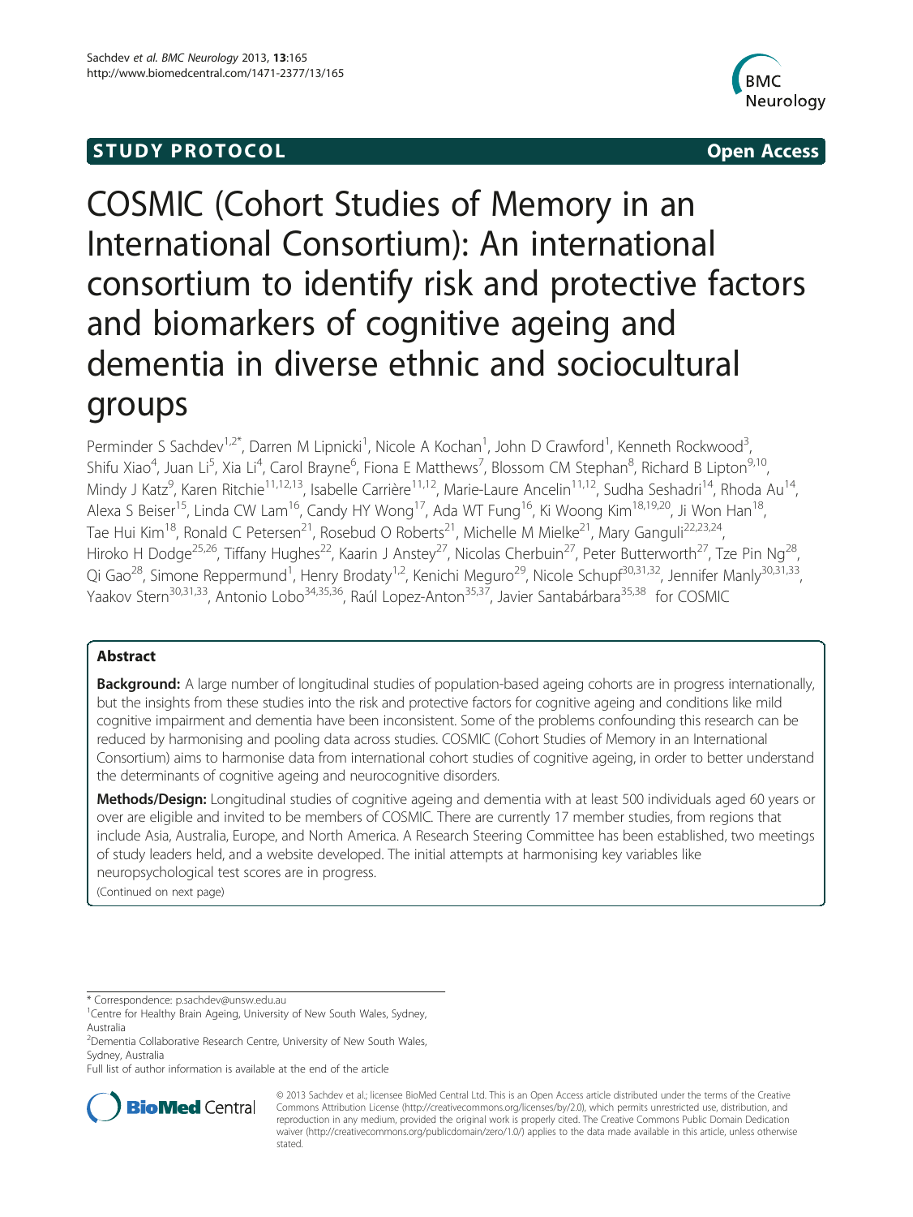**STUDY PROTOCOL** **Open Access**

# COSMIC (Cohort Studies of Memory in an International Consortium): An international consortium to identify risk and protective factors and biomarkers of cognitive ageing and dementia in diverse ethnic and sociocultural groups

Perminder S Sachdev[1,2*], Darren M Lipnicki[1], Nicole A Kochan[1], John D Crawford[1], Kenneth Rockwood[3], Shifu Xiao[4], Juan Li[5], Xia Li[4], Carol Brayne[6], Fiona E Matthews[7], Blossom CM Stephan[8], Richard B Lipton[9,10], Mindy J Katz[9], Karen Ritchie[11,12,13], Isabelle Carrière[11,12], Marie-Laure Ancelin[11,12], Sudha Seshadri[14], Rhoda Au[14], Alexa S Beiser[15], Linda CW Lam[16], Candy HY Wong[17], Ada WT Fung[16], Ki Woong Kim[18,19,20], Ji Won Han[18], Tae Hui Kim[18], Ronald C Petersen[21], Rosebud O Roberts[21], Michelle M Mielke[21], Mary Ganguli[22,23,24], Hiroko H Dodge[25,26], Tiffany Hughes[22], Kaarin J Anstey[27], Nicolas Cherbuin[27], Peter Butterworth[27], Tze Pin Ng[28], Qi Gao[28], Simone Reppermund[1], Henry Brodaty[1,2], Kenichi Meguro[29], Nicole Schupf[30,31,32], Jennifer Manly[30,31,33], Yaakov Stern[30,31,33], Antonio Lobo[34,35,36], Raúl Lopez-Anton[35,37], Javier Santabárbara[35,38] for COSMIC

## Abstract

**Background:** A large number of longitudinal studies of population-based ageing cohorts are in progress internationally, but the insights from these studies into the risk and protective factors for cognitive ageing and conditions like mild cognitive impairment and dementia have been inconsistent. Some of the problems confounding this research can be reduced by harmonising and pooling data across studies. COSMIC (Cohort Studies of Memory in an International Consortium) aims to harmonise data from international cohort studies of cognitive ageing, in order to better understand the determinants of cognitive ageing and neurocognitive disorders.

**Methods/Design:** Longitudinal studies of cognitive ageing and dementia with at least 500 individuals aged 60 years or over are eligible and invited to be members of COSMIC. There are currently 17 member studies, from regions that include Asia, Australia, Europe, and North America. A Research Steering Committee has been established, two meetings of study leaders held, and a website developed. The initial attempts at harmonising key variables like neuropsychological test scores are in progress.

(Continued on next page)

\* Correspondence: p.sachdev@unsw.edu.au
[1]Centre for Healthy Brain Ageing, University of New South Wales, Sydney, Australia
[2]Dementia Collaborative Research Centre, University of New South Wales, Sydney, Australia
Full list of author information is available at the end of the article

© 2013 Sachdev et al.; licensee BioMed Central Ltd. This is an Open Access article distributed under the terms of the Creative Commons Attribution License (http://creativecommons.org/licenses/by/2.0), which permits unrestricted use, distribution, and reproduction in any medium, provided the original work is properly cited. The Creative Commons Public Domain Dedication waiver (http://creativecommons.org/publicdomain/zero/1.0/) applies to the data made available in this article, unless otherwise stated.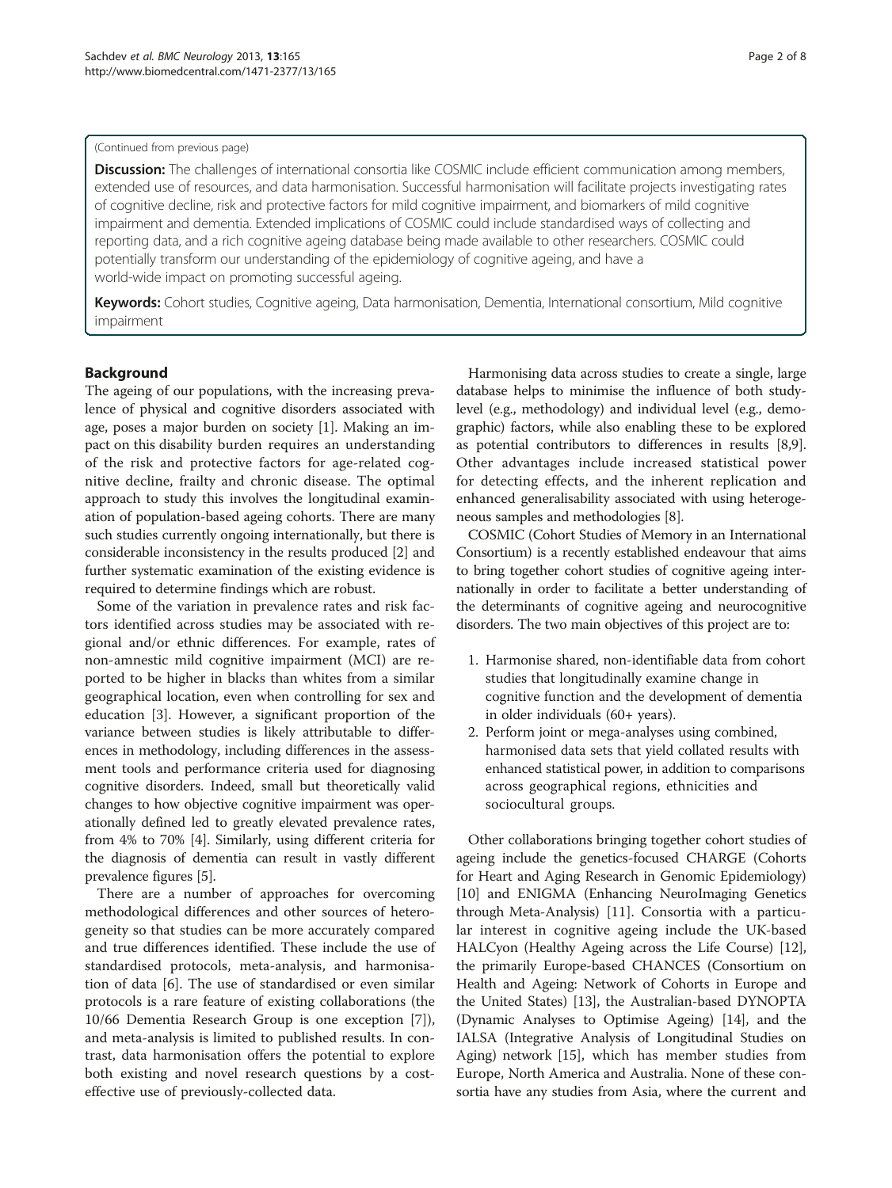(Continued from previous page)

**Discussion:** The challenges of international consortia like COSMIC include efficient communication among members, extended use of resources, and data harmonisation. Successful harmonisation will facilitate projects investigating rates of cognitive decline, risk and protective factors for mild cognitive impairment, and biomarkers of mild cognitive impairment and dementia. Extended implications of COSMIC could include standardised ways of collecting and reporting data, and a rich cognitive ageing database being made available to other researchers. COSMIC could potentially transform our understanding of the epidemiology of cognitive ageing, and have a world-wide impact on promoting successful ageing.

**Keywords:** Cohort studies, Cognitive ageing, Data harmonisation, Dementia, International consortium, Mild cognitive impairment

## Background

The ageing of our populations, with the increasing prevalence of physical and cognitive disorders associated with age, poses a major burden on society [1]. Making an impact on this disability burden requires an understanding of the risk and protective factors for age-related cognitive decline, frailty and chronic disease. The optimal approach to study this involves the longitudinal examination of population-based ageing cohorts. There are many such studies currently ongoing internationally, but there is considerable inconsistency in the results produced [2] and further systematic examination of the existing evidence is required to determine findings which are robust.

Some of the variation in prevalence rates and risk factors identified across studies may be associated with regional and/or ethnic differences. For example, rates of non-amnestic mild cognitive impairment (MCI) are reported to be higher in blacks than whites from a similar geographical location, even when controlling for sex and education [3]. However, a significant proportion of the variance between studies is likely attributable to differences in methodology, including differences in the assessment tools and performance criteria used for diagnosing cognitive disorders. Indeed, small but theoretically valid changes to how objective cognitive impairment was operationally defined led to greatly elevated prevalence rates, from 4% to 70% [4]. Similarly, using different criteria for the diagnosis of dementia can result in vastly different prevalence figures [5].

There are a number of approaches for overcoming methodological differences and other sources of heterogeneity so that studies can be more accurately compared and true differences identified. These include the use of standardised protocols, meta-analysis, and harmonisation of data [6]. The use of standardised or even similar protocols is a rare feature of existing collaborations (the 10/66 Dementia Research Group is one exception [7]), and meta-analysis is limited to published results. In contrast, data harmonisation offers the potential to explore both existing and novel research questions by a cost-effective use of previously-collected data.

Harmonising data across studies to create a single, large database helps to minimise the influence of both study-level (e.g., methodology) and individual level (e.g., demographic) factors, while also enabling these to be explored as potential contributors to differences in results [8,9]. Other advantages include increased statistical power for detecting effects, and the inherent replication and enhanced generalisability associated with using heterogeneous samples and methodologies [8].

COSMIC (Cohort Studies of Memory in an International Consortium) is a recently established endeavour that aims to bring together cohort studies of cognitive ageing internationally in order to facilitate a better understanding of the determinants of cognitive ageing and neurocognitive disorders. The two main objectives of this project are to:

1. Harmonise shared, non-identifiable data from cohort studies that longitudinally examine change in cognitive function and the development of dementia in older individuals (60+ years).
2. Perform joint or mega-analyses using combined, harmonised data sets that yield collated results with enhanced statistical power, in addition to comparisons across geographical regions, ethnicities and sociocultural groups.

Other collaborations bringing together cohort studies of ageing include the genetics-focused CHARGE (Cohorts for Heart and Aging Research in Genomic Epidemiology) [10] and ENIGMA (Enhancing NeuroImaging Genetics through Meta-Analysis) [11]. Consortia with a particular interest in cognitive ageing include the UK-based HALCyon (Healthy Ageing across the Life Course) [12], the primarily Europe-based CHANCES (Consortium on Health and Ageing: Network of Cohorts in Europe and the United States) [13], the Australian-based DYNOPTA (Dynamic Analyses to Optimise Ageing) [14], and the IALSA (Integrative Analysis of Longitudinal Studies on Aging) network [15], which has member studies from Europe, North America and Australia. None of these consortia have any studies from Asia, where the current and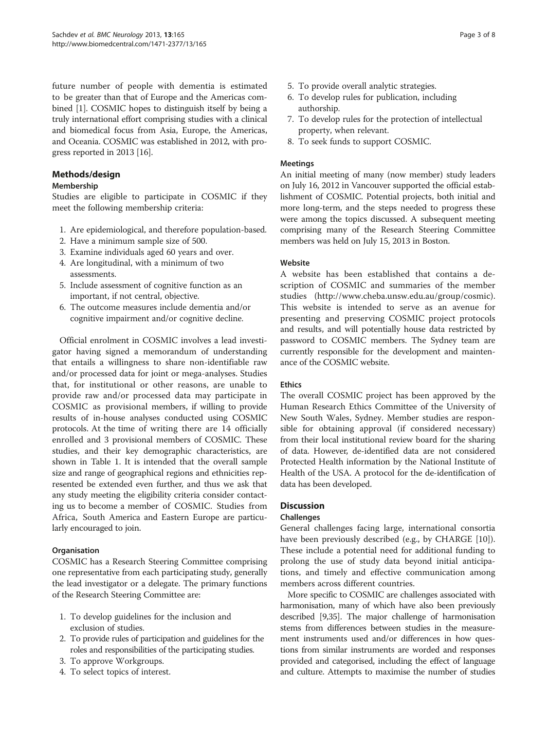future number of people with dementia is estimated to be greater than that of Europe and the Americas combined [1]. COSMIC hopes to distinguish itself by being a truly international effort comprising studies with a clinical and biomedical focus from Asia, Europe, the Americas, and Oceania. COSMIC was established in 2012, with progress reported in 2013 [16].

## Methods/design

### Membership

Studies are eligible to participate in COSMIC if they meet the following membership criteria:

1. Are epidemiological, and therefore population-based.
2. Have a minimum sample size of 500.
3. Examine individuals aged 60 years and over.
4. Are longitudinal, with a minimum of two assessments.
5. Include assessment of cognitive function as an important, if not central, objective.
6. The outcome measures include dementia and/or cognitive impairment and/or cognitive decline.

Official enrolment in COSMIC involves a lead investigator having signed a memorandum of understanding that entails a willingness to share non-identifiable raw and/or processed data for joint or mega-analyses. Studies that, for institutional or other reasons, are unable to provide raw and/or processed data may participate in COSMIC as provisional members, if willing to provide results of in-house analyses conducted using COSMIC protocols. At the time of writing there are 14 officially enrolled and 3 provisional members of COSMIC. These studies, and their key demographic characteristics, are shown in Table 1. It is intended that the overall sample size and range of geographical regions and ethnicities represented be extended even further, and thus we ask that any study meeting the eligibility criteria consider contacting us to become a member of COSMIC. Studies from Africa, South America and Eastern Europe are particularly encouraged to join.

### Organisation

COSMIC has a Research Steering Committee comprising one representative from each participating study, generally the lead investigator or a delegate. The primary functions of the Research Steering Committee are:

1. To develop guidelines for the inclusion and exclusion of studies.
2. To provide rules of participation and guidelines for the roles and responsibilities of the participating studies.
3. To approve Workgroups.
4. To select topics of interest.
5. To provide overall analytic strategies.
6. To develop rules for publication, including authorship.
7. To develop rules for the protection of intellectual property, when relevant.
8. To seek funds to support COSMIC.

### Meetings

An initial meeting of many (now member) study leaders on July 16, 2012 in Vancouver supported the official establishment of COSMIC. Potential projects, both initial and more long-term, and the steps needed to progress these were among the topics discussed. A subsequent meeting comprising many of the Research Steering Committee members was held on July 15, 2013 in Boston.

### Website

A website has been established that contains a description of COSMIC and summaries of the member studies (http://www.cheba.unsw.edu.au/group/cosmic). This website is intended to serve as an avenue for presenting and preserving COSMIC project protocols and results, and will potentially house data restricted by password to COSMIC members. The Sydney team are currently responsible for the development and maintenance of the COSMIC website.

### Ethics

The overall COSMIC project has been approved by the Human Research Ethics Committee of the University of New South Wales, Sydney. Member studies are responsible for obtaining approval (if considered necessary) from their local institutional review board for the sharing of data. However, de-identified data are not considered Protected Health information by the National Institute of Health of the USA. A protocol for the de-identification of data has been developed.

## Discussion

### Challenges

General challenges facing large, international consortia have been previously described (e.g., by CHARGE [10]). These include a potential need for additional funding to prolong the use of study data beyond initial anticipations, and timely and effective communication among members across different countries.

More specific to COSMIC are challenges associated with harmonisation, many of which have also been previously described [9,35]. The major challenge of harmonisation stems from differences between studies in the measurement instruments used and/or differences in how questions from similar instruments are worded and responses provided and categorised, including the effect of language and culture. Attempts to maximise the number of studies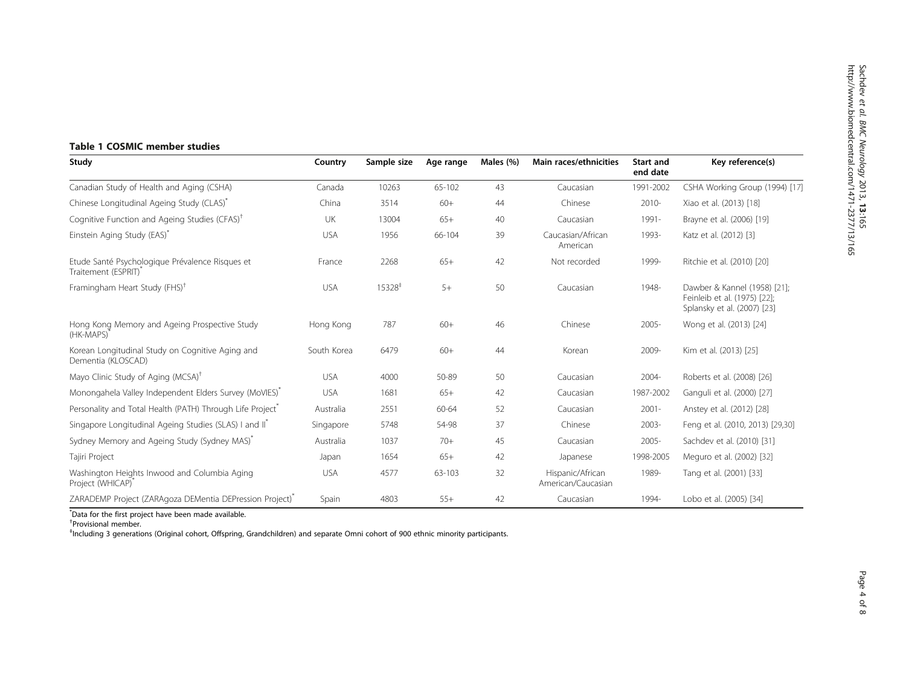**Table 1 COSMIC member studies**

| Study | Country | Sample size | Age range | Males (%) | Main races/ethnicities | Start and end date | Key reference(s) |
|---|---|---|---|---|---|---|---|
| Canadian Study of Health and Aging (CSHA) | Canada | 10263 | 65-102 | 43 | Caucasian | 1991-2002 | CSHA Working Group (1994) [17] |
| Chinese Longitudinal Ageing Study (CLAS)* | China | 3514 | 60+ | 44 | Chinese | 2010- | Xiao et al. (2013) [18] |
| Cognitive Function and Ageing Studies (CFAS)† | UK | 13004 | 65+ | 40 | Caucasian | 1991- | Brayne et al. (2006) [19] |
| Einstein Aging Study (EAS)* | USA | 1956 | 66-104 | 39 | Caucasian/African American | 1993- | Katz et al. (2012) [3] |
| Etude Santé Psychologique Prévalence Risques et Traitement (ESPRIT)* | France | 2268 | 65+ | 42 | Not recorded | 1999- | Ritchie et al. (2010) [20] |
| Framingham Heart Study (FHS)† | USA | 15328‡ | 5+ | 50 | Caucasian | 1948- | Dawber & Kannel (1958) [21]; Feinleib et al. (1975) [22]; Splansky et al. (2007) [23] |
| Hong Kong Memory and Ageing Prospective Study (HK-MAPS)* | Hong Kong | 787 | 60+ | 46 | Chinese | 2005- | Wong et al. (2013) [24] |
| Korean Longitudinal Study on Cognitive Aging and Dementia (KLOSCAD) | South Korea | 6479 | 60+ | 44 | Korean | 2009- | Kim et al. (2013) [25] |
| Mayo Clinic Study of Aging (MCSA)† | USA | 4000 | 50-89 | 50 | Caucasian | 2004- | Roberts et al. (2008) [26] |
| Monongahela Valley Independent Elders Survey (MoVIES)* | USA | 1681 | 65+ | 42 | Caucasian | 1987-2002 | Ganguli et al. (2000) [27] |
| Personality and Total Health (PATH) Through Life Project* | Australia | 2551 | 60-64 | 52 | Caucasian | 2001- | Anstey et al. (2012) [28] |
| Singapore Longitudinal Ageing Studies (SLAS) I and II* | Singapore | 5748 | 54-98 | 37 | Chinese | 2003- | Feng et al. (2010, 2013) [29,30] |
| Sydney Memory and Ageing Study (Sydney MAS)* | Australia | 1037 | 70+ | 45 | Caucasian | 2005- | Sachdev et al. (2010) [31] |
| Tajiri Project | Japan | 1654 | 65+ | 42 | Japanese | 1998-2005 | Meguro et al. (2002) [32] |
| Washington Heights Inwood and Columbia Aging Project (WHICAP)* | USA | 4577 | 63-103 | 32 | Hispanic/African American/Caucasian | 1989- | Tang et al. (2001) [33] |
| ZARADEMP Project (ZARAgoza DEMentia DEPression Project)* | Spain | 4803 | 55+ | 42 | Caucasian | 1994- | Lobo et al. (2005) [34] |

*Data for the first project have been made available.
†Provisional member.
‡Including 3 generations (Original cohort, Offspring, Grandchildren) and separate Omni cohort of 900 ethnic minority participants.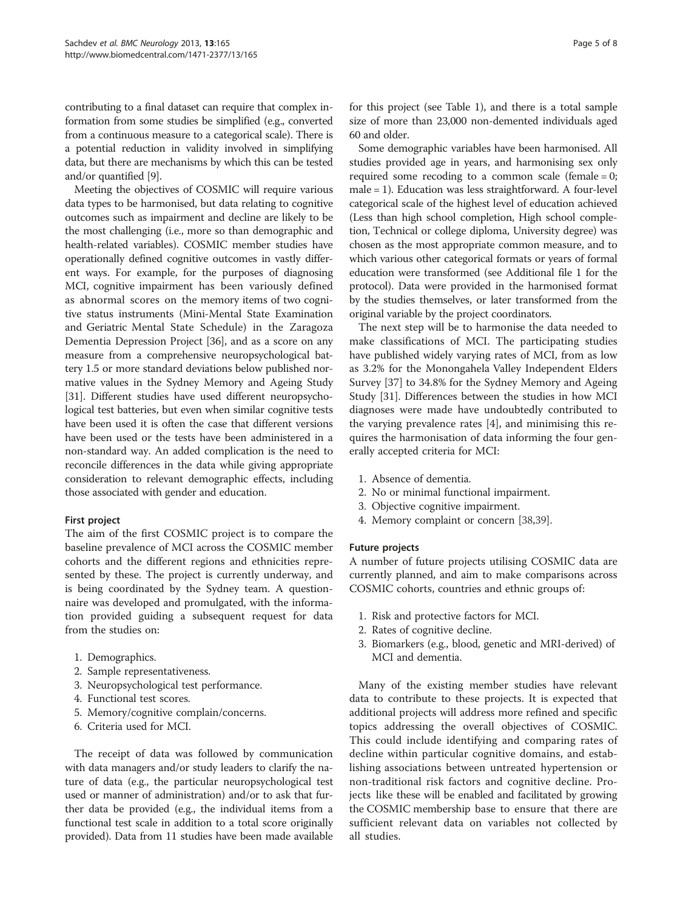contributing to a final dataset can require that complex information from some studies be simplified (e.g., converted from a continuous measure to a categorical scale). There is a potential reduction in validity involved in simplifying data, but there are mechanisms by which this can be tested and/or quantified [9].

Meeting the objectives of COSMIC will require various data types to be harmonised, but data relating to cognitive outcomes such as impairment and decline are likely to be the most challenging (i.e., more so than demographic and health-related variables). COSMIC member studies have operationally defined cognitive outcomes in vastly different ways. For example, for the purposes of diagnosing MCI, cognitive impairment has been variously defined as abnormal scores on the memory items of two cognitive status instruments (Mini-Mental State Examination and Geriatric Mental State Schedule) in the Zaragoza Dementia Depression Project [36], and as a score on any measure from a comprehensive neuropsychological battery 1.5 or more standard deviations below published normative values in the Sydney Memory and Ageing Study [31]. Different studies have used different neuropsychological test batteries, but even when similar cognitive tests have been used it is often the case that different versions have been used or the tests have been administered in a non-standard way. An added complication is the need to reconcile differences in the data while giving appropriate consideration to relevant demographic effects, including those associated with gender and education.

### First project

The aim of the first COSMIC project is to compare the baseline prevalence of MCI across the COSMIC member cohorts and the different regions and ethnicities represented by these. The project is currently underway, and is being coordinated by the Sydney team. A questionnaire was developed and promulgated, with the information provided guiding a subsequent request for data from the studies on:

1. Demographics.
2. Sample representativeness.
3. Neuropsychological test performance.
4. Functional test scores.
5. Memory/cognitive complain/concerns.
6. Criteria used for MCI.

The receipt of data was followed by communication with data managers and/or study leaders to clarify the nature of data (e.g., the particular neuropsychological test used or manner of administration) and/or to ask that further data be provided (e.g., the individual items from a functional test scale in addition to a total score originally provided). Data from 11 studies have been made available for this project (see Table 1), and there is a total sample size of more than 23,000 non-demented individuals aged 60 and older.

Some demographic variables have been harmonised. All studies provided age in years, and harmonising sex only required some recoding to a common scale (female = 0; male = 1). Education was less straightforward. A four-level categorical scale of the highest level of education achieved (Less than high school completion, High school completion, Technical or college diploma, University degree) was chosen as the most appropriate common measure, and to which various other categorical formats or years of formal education were transformed (see Additional file 1 for the protocol). Data were provided in the harmonised format by the studies themselves, or later transformed from the original variable by the project coordinators.

The next step will be to harmonise the data needed to make classifications of MCI. The participating studies have published widely varying rates of MCI, from as low as 3.2% for the Monongahela Valley Independent Elders Survey [37] to 34.8% for the Sydney Memory and Ageing Study [31]. Differences between the studies in how MCI diagnoses were made have undoubtedly contributed to the varying prevalence rates [4], and minimising this requires the harmonisation of data informing the four generally accepted criteria for MCI:

1. Absence of dementia.
2. No or minimal functional impairment.
3. Objective cognitive impairment.
4. Memory complaint or concern [38,39].

### Future projects

A number of future projects utilising COSMIC data are currently planned, and aim to make comparisons across COSMIC cohorts, countries and ethnic groups of:

1. Risk and protective factors for MCI.
2. Rates of cognitive decline.
3. Biomarkers (e.g., blood, genetic and MRI-derived) of MCI and dementia.

Many of the existing member studies have relevant data to contribute to these projects. It is expected that additional projects will address more refined and specific topics addressing the overall objectives of COSMIC. This could include identifying and comparing rates of decline within particular cognitive domains, and establishing associations between untreated hypertension or non-traditional risk factors and cognitive decline. Projects like these will be enabled and facilitated by growing the COSMIC membership base to ensure that there are sufficient relevant data on variables not collected by all studies.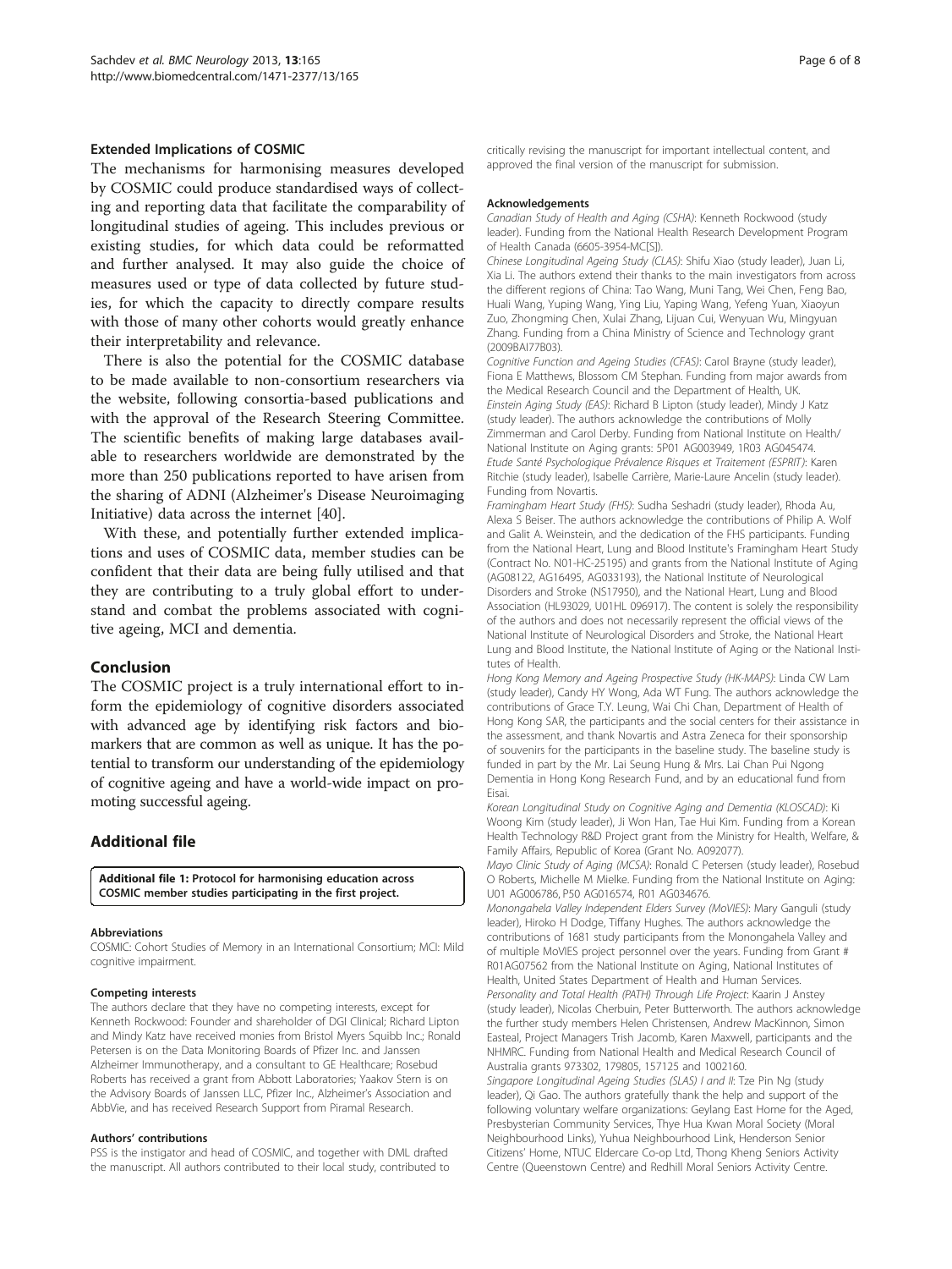### Extended Implications of COSMIC

The mechanisms for harmonising measures developed by COSMIC could produce standardised ways of collecting and reporting data that facilitate the comparability of longitudinal studies of ageing. This includes previous or existing studies, for which data could be reformatted and further analysed. It may also guide the choice of measures used or type of data collected by future studies, for which the capacity to directly compare results with those of many other cohorts would greatly enhance their interpretability and relevance.

There is also the potential for the COSMIC database to be made available to non-consortium researchers via the website, following consortia-based publications and with the approval of the Research Steering Committee. The scientific benefits of making large databases available to researchers worldwide are demonstrated by the more than 250 publications reported to have arisen from the sharing of ADNI (Alzheimer's Disease Neuroimaging Initiative) data across the internet [40].

With these, and potentially further extended implications and uses of COSMIC data, member studies can be confident that their data are being fully utilised and that they are contributing to a truly global effort to understand and combat the problems associated with cognitive ageing, MCI and dementia.

## Conclusion

The COSMIC project is a truly international effort to inform the epidemiology of cognitive disorders associated with advanced age by identifying risk factors and biomarkers that are common as well as unique. It has the potential to transform our understanding of the epidemiology of cognitive ageing and have a world-wide impact on promoting successful ageing.

## Additional file

**Additional file 1: Protocol for harmonising education across COSMIC member studies participating in the first project.**

#### Abbreviations

COSMIC: Cohort Studies of Memory in an International Consortium; MCI: Mild cognitive impairment.

#### Competing interests

The authors declare that they have no competing interests, except for Kenneth Rockwood: Founder and shareholder of DGI Clinical; Richard Lipton and Mindy Katz have received monies from Bristol Myers Squibb Inc.; Ronald Petersen is on the Data Monitoring Boards of Pfizer Inc. and Janssen Alzheimer Immunotherapy, and a consultant to GE Healthcare; Rosebud Roberts has received a grant from Abbott Laboratories; Yaakov Stern is on the Advisory Boards of Janssen LLC, Pfizer Inc., Alzheimer's Association and AbbVie, and has received Research Support from Piramal Research.

#### Authors' contributions

PSS is the instigator and head of COSMIC, and together with DML drafted the manuscript. All authors contributed to their local study, contributed to critically revising the manuscript for important intellectual content, and approved the final version of the manuscript for submission.

#### Acknowledgements

*Canadian Study of Health and Aging (CSHA)*: Kenneth Rockwood (study leader). Funding from the National Health Research Development Program of Health Canada (6605-3954-MC[S]).

*Chinese Longitudinal Ageing Study (CLAS)*: Shifu Xiao (study leader), Juan Li, Xia Li. The authors extend their thanks to the main investigators from across the different regions of China: Tao Wang, Muni Tang, Wei Chen, Feng Bao, Huali Wang, Yuping Wang, Ying Liu, Yaping Wang, Yefeng Yuan, Xiaoyun Zuo, Zhongming Chen, Xulai Zhang, Lijuan Cui, Wenyuan Wu, Mingyuan Zhang. Funding from a China Ministry of Science and Technology grant (2009BAI77B03).

*Cognitive Function and Ageing Studies (CFAS)*: Carol Brayne (study leader), Fiona E Matthews, Blossom CM Stephan. Funding from major awards from the Medical Research Council and the Department of Health, UK.

*Einstein Aging Study (EAS)*: Richard B Lipton (study leader), Mindy J Katz (study leader). The authors acknowledge the contributions of Molly Zimmerman and Carol Derby. Funding from National Institute on Health/ National Institute on Aging grants: 5P01 AG003949, 1R03 AG045474.

*Etude Santé Psychologique Prévalence Risques et Traitement (ESPRIT)*: Karen Ritchie (study leader), Isabelle Carrière, Marie-Laure Ancelin (study leader). Funding from Novartis.

*Framingham Heart Study (FHS)*: Sudha Seshadri (study leader), Rhoda Au, Alexa S Beiser. The authors acknowledge the contributions of Philip A. Wolf and Galit A. Weinstein, and the dedication of the FHS participants. Funding from the National Heart, Lung and Blood Institute's Framingham Heart Study (Contract No. N01-HC-25195) and grants from the National Institute of Aging (AG08122, AG16495, AG033193), the National Institute of Neurological Disorders and Stroke (NS17950), and the National Heart, Lung and Blood Association (HL93029, U01HL 096917). The content is solely the responsibility of the authors and does not necessarily represent the official views of the National Institute of Neurological Disorders and Stroke, the National Heart Lung and Blood Institute, the National Institute of Aging or the National Institutes of Health.

*Hong Kong Memory and Ageing Prospective Study (HK-MAPS)*: Linda CW Lam (study leader), Candy HY Wong, Ada WT Fung. The authors acknowledge the contributions of Grace T.Y. Leung, Wai Chi Chan, Department of Health of Hong Kong SAR, the participants and the social centers for their assistance in the assessment, and thank Novartis and Astra Zeneca for their sponsorship of souvenirs for the participants in the baseline study. The baseline study is funded in part by the Mr. Lai Seung Hung & Mrs. Lai Chan Pui Ngong Dementia in Hong Kong Research Fund, and by an educational fund from Eisai.

*Korean Longitudinal Study on Cognitive Aging and Dementia (KLOSCAD)*: Ki Woong Kim (study leader), Ji Won Han, Tae Hui Kim. Funding from a Korean Health Technology R&D Project grant from the Ministry for Health, Welfare, & Family Affairs, Republic of Korea (Grant No. A092077).

*Mayo Clinic Study of Aging (MCSA)*: Ronald C Petersen (study leader), Rosebud O Roberts, Michelle M Mielke. Funding from the National Institute on Aging: U01 AG006786, P50 AG016574, R01 AG034676.

*Monongahela Valley Independent Elders Survey (MoVIES)*: Mary Ganguli (study leader), Hiroko H Dodge, Tiffany Hughes. The authors acknowledge the contributions of 1681 study participants from the Monongahela Valley and of multiple MoVIES project personnel over the years. Funding from Grant # R01AG07562 from the National Institute on Aging, National Institutes of Health, United States Department of Health and Human Services.

*Personality and Total Health (PATH) Through Life Project*: Kaarin J Anstey (study leader), Nicolas Cherbuin, Peter Butterworth. The authors acknowledge the further study members Helen Christensen, Andrew MacKinnon, Simon Easteal, Project Managers Trish Jacomb, Karen Maxwell, participants and the NHMRC. Funding from National Health and Medical Research Council of Australia grants 973302, 179805, 157125 and 1002160.

*Singapore Longitudinal Ageing Studies (SLAS) I and II*: Tze Pin Ng (study leader), Qi Gao. The authors gratefully thank the help and support of the following voluntary welfare organizations: Geylang East Home for the Aged, Presbysterian Community Services, Thye Hua Kwan Moral Society (Moral Neighbourhood Links), Yuhua Neighbourhood Link, Henderson Senior Citizens' Home, NTUC Eldercare Co-op Ltd, Thong Kheng Seniors Activity Centre (Queenstown Centre) and Redhill Moral Seniors Activity Centre.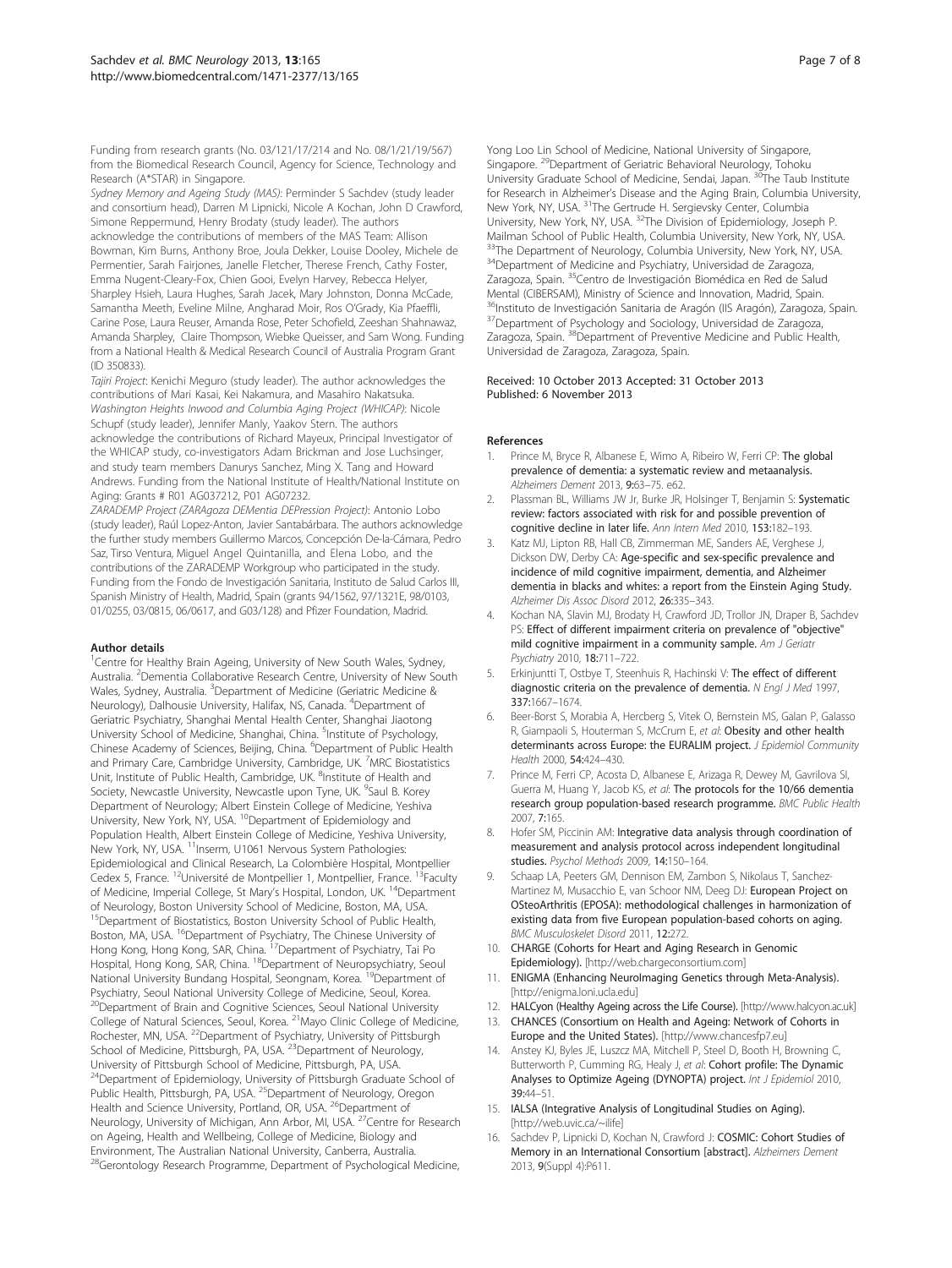Funding from research grants (No. 03/121/17/214 and No. 08/1/21/19/567) from the Biomedical Research Council, Agency for Science, Technology and Research (A*STAR) in Singapore.

*Sydney Memory and Ageing Study (MAS)*: Perminder S Sachdev (study leader and consortium head), Darren M Lipnicki, Nicole A Kochan, John D Crawford, Simone Reppermund, Henry Brodaty (study leader). The authors acknowledge the contributions of members of the MAS Team: Allison Bowman, Kim Burns, Anthony Broe, Joula Dekker, Louise Dooley, Michele de Permentier, Sarah Fairjones, Janelle Fletcher, Therese French, Cathy Foster, Emma Nugent-Cleary-Fox, Chien Gooi, Evelyn Harvey, Rebecca Helyer, Sharpley Hsieh, Laura Hughes, Sarah Jacek, Mary Johnston, Donna McCade, Samantha Meeth, Eveline Milne, Angharad Moir, Ros O'Grady, Kia Pfaeffli, Carine Pose, Laura Reuser, Amanda Rose, Peter Schofield, Zeeshan Shahnawaz, Amanda Sharpley, Claire Thompson, Wiebke Queisser, and Sam Wong. Funding from a National Health & Medical Research Council of Australia Program Grant (ID 350833).

*Tajiri Project*: Kenichi Meguro (study leader). The author acknowledges the contributions of Mari Kasai, Kei Nakamura, and Masahiro Nakatsuka.

*Washington Heights Inwood and Columbia Aging Project (WHICAP)*: Nicole Schupf (study leader), Jennifer Manly, Yaakov Stern. The authors acknowledge the contributions of Richard Mayeux, Principal Investigator of the WHICAP study, co-investigators Adam Brickman and Jose Luchsinger, and study team members Danurys Sanchez, Ming X. Tang and Howard Andrews. Funding from the National Institute of Health/National Institute on Aging: Grants # R01 AG037212, P01 AG07232.

*ZARADEMP Project (ZARAgoza DEMentia DEPression Project)*: Antonio Lobo (study leader), Raúl Lopez-Anton, Javier Santabárbara. The authors acknowledge the further study members Guillermo Marcos, Concepción De-la-Cámara, Pedro Saz, Tirso Ventura, Miguel Angel Quintanilla, and Elena Lobo, and the contributions of the ZARADEMP Workgroup who participated in the study. Funding from the Fondo de Investigación Sanitaria, Instituto de Salud Carlos III, Spanish Ministry of Health, Madrid, Spain (grants 94/1562, 97/1321E, 98/0103, 01/0255, 03/0815, 06/0617, and G03/128) and Pfizer Foundation, Madrid.

## Author details

[1]Centre for Healthy Brain Ageing, University of New South Wales, Sydney, Australia. [2]Dementia Collaborative Research Centre, University of New South Wales, Sydney, Australia. [3]Department of Medicine (Geriatric Medicine & Neurology), Dalhousie University, Halifax, NS, Canada. [4]Department of Geriatric Psychiatry, Shanghai Mental Health Center, Shanghai Jiaotong University School of Medicine, Shanghai, China. [5]Institute of Psychology, Chinese Academy of Sciences, Beijing, China. [6]Department of Public Health and Primary Care, Cambridge University, Cambridge, UK. [7]MRC Biostatistics Unit, Institute of Public Health, Cambridge, UK. [8]Institute of Health and Society, Newcastle University, Newcastle upon Tyne, UK. [9]Saul B. Korey Department of Neurology; Albert Einstein College of Medicine, Yeshiva University, New York, NY, USA. [10]Department of Epidemiology and Population Health, Albert Einstein College of Medicine, Yeshiva University, New York, NY, USA. [11]Inserm, U1061 Nervous System Pathologies: Epidemiological and Clinical Research, La Colombière Hospital, Montpellier Cedex 5, France. [12]Université de Montpellier 1, Montpellier, France. [13]Faculty of Medicine, Imperial College, St Mary's Hospital, London, UK. [14]Department of Neurology, Boston University School of Medicine, Boston, MA, USA. [15]Department of Biostatistics, Boston University School of Public Health, Boston, MA, USA. [16]Department of Psychiatry, The Chinese University of Hong Kong, Hong Kong, SAR, China. [17]Department of Psychiatry, Tai Po Hospital, Hong Kong, SAR, China. [18]Department of Neuropsychiatry, Seoul National University Bundang Hospital, Seongnam, Korea. [19]Department of Psychiatry, Seoul National University College of Medicine, Seoul, Korea. [20]Department of Brain and Cognitive Sciences, Seoul National University College of Natural Sciences, Seoul, Korea. [21]Mayo Clinic College of Medicine, Rochester, MN, USA. [22]Department of Psychiatry, University of Pittsburgh School of Medicine, Pittsburgh, PA, USA. [23]Department of Neurology, University of Pittsburgh School of Medicine, Pittsburgh, PA, USA. [24]Department of Epidemiology, University of Pittsburgh Graduate School of Public Health, Pittsburgh, PA, USA. [25]Department of Neurology, Oregon Health and Science University, Portland, OR, USA. [26]Department of Neurology, University of Michigan, Ann Arbor, MI, USA. [27]Centre for Research on Ageing, Health and Wellbeing, College of Medicine, Biology and Environment, The Australian National University, Canberra, Australia. [28]Gerontology Research Programme, Department of Psychological Medicine, Yong Loo Lin School of Medicine, National University of Singapore, Singapore. [29]Department of Geriatric Behavioral Neurology, Tohoku University Graduate School of Medicine, Sendai, Japan. [30]The Taub Institute for Research in Alzheimer's Disease and the Aging Brain, Columbia University, New York, NY, USA. [31]The Gertrude H. Sergievsky Center, Columbia University, New York, NY, USA. [32]The Division of Epidemiology, Joseph P. Mailman School of Public Health, Columbia University, New York, NY, USA. [33]The Department of Neurology, Columbia University, New York, NY, USA. [34]Department of Medicine and Psychiatry, Universidad de Zaragoza, Zaragoza, Spain. [35]Centro de Investigación Biomédica en Red de Salud Mental (CIBERSAM), Ministry of Science and Innovation, Madrid, Spain. [36]Instituto de Investigación Sanitaria de Aragón (IIS Aragón), Zaragoza, Spain. [37]Department of Psychology and Sociology, Universidad de Zaragoza, Zaragoza, Spain. [38]Department of Preventive Medicine and Public Health, Universidad de Zaragoza, Zaragoza, Spain.

Received: 10 October 2013 Accepted: 31 October 2013
Published: 6 November 2013

## References

1. Prince M, Bryce R, Albanese E, Wimo A, Ribeiro W, Ferri CP: **The global prevalence of dementia: a systematic review and metaanalysis.** *Alzheimers Dement* 2013, **9:**63–75. e62.
2. Plassman BL, Williams JW Jr, Burke JR, Holsinger T, Benjamin S: **Systematic review: factors associated with risk for and possible prevention of cognitive decline in later life.** *Ann Intern Med* 2010, **153:**182–193.
3. Katz MJ, Lipton RB, Hall CB, Zimmerman ME, Sanders AE, Verghese J, Dickson DW, Derby CA: **Age-specific and sex-specific prevalence and incidence of mild cognitive impairment, dementia, and Alzheimer dementia in blacks and whites: a report from the Einstein Aging Study.** *Alzheimer Dis Assoc Disord* 2012, **26:**335–343.
4. Kochan NA, Slavin MJ, Brodaty H, Crawford JD, Trollor JN, Draper B, Sachdev PS: **Effect of different impairment criteria on prevalence of "objective" mild cognitive impairment in a community sample.** *Am J Geriatr Psychiatry* 2010, **18:**711–722.
5. Erkinjuntti T, Ostbye T, Steenhuis R, Hachinski V: **The effect of different diagnostic criteria on the prevalence of dementia.** *N Engl J Med* 1997, **337:**1667–1674.
6. Beer-Borst S, Morabia A, Hercberg S, Vitek O, Bernstein MS, Galan P, Galasso R, Giampaoli S, Houterman S, McCrum E, *et al*: **Obesity and other health determinants across Europe: the EURALIM project.** *J Epidemiol Community Health* 2000, **54:**424–430.
7. Prince M, Ferri CP, Acosta D, Albanese E, Arizaga R, Dewey M, Gavrilova SI, Guerra M, Huang Y, Jacob KS, *et al*: **The protocols for the 10/66 dementia research group population-based research programme.** *BMC Public Health* 2007, **7:**165.
8. Hofer SM, Piccinin AM: **Integrative data analysis through coordination of measurement and analysis protocol across independent longitudinal studies.** *Psychol Methods* 2009, **14:**150–164.
9. Schaap LA, Peeters GM, Dennison EM, Zambon S, Nikolaus T, Sanchez-Martinez M, Musacchio E, van Schoor NM, Deeg DJ: **European Project on OSteoArthritis (EPOSA): methodological challenges in harmonization of existing data from five European population-based cohorts on aging.** *BMC Musculoskelet Disord* 2011, **12:**272.
10. **CHARGE (Cohorts for Heart and Aging Research in Genomic Epidemiology).** [http://web.chargeconsortium.com]
11. **ENIGMA (Enhancing NeuroImaging Genetics through Meta-Analysis).** [http://enigma.loni.ucla.edu]
12. **HALCyon (Healthy Ageing across the Life Course).** [http://www.halcyon.ac.uk]
13. **CHANCES (Consortium on Health and Ageing: Network of Cohorts in Europe and the United States).** [http://www.chancesfp7.eu]
14. Anstey KJ, Byles JE, Luszcz MA, Mitchell P, Steel D, Booth H, Browning C, Butterworth P, Cumming RG, Healy J, *et al*: **Cohort profile: The Dynamic Analyses to Optimize Ageing (DYNOPTA) project.** *Int J Epidemiol* 2010, **39:**44–51.
15. **IALSA (Integrative Analysis of Longitudinal Studies on Aging).** [http://web.uvic.ca/~ilife]
16. Sachdev P, Lipnicki D, Kochan N, Crawford J: **COSMIC: Cohort Studies of Memory in an International Consortium [abstract].** *Alzheimers Dement* 2013, **9**(Suppl 4):P611.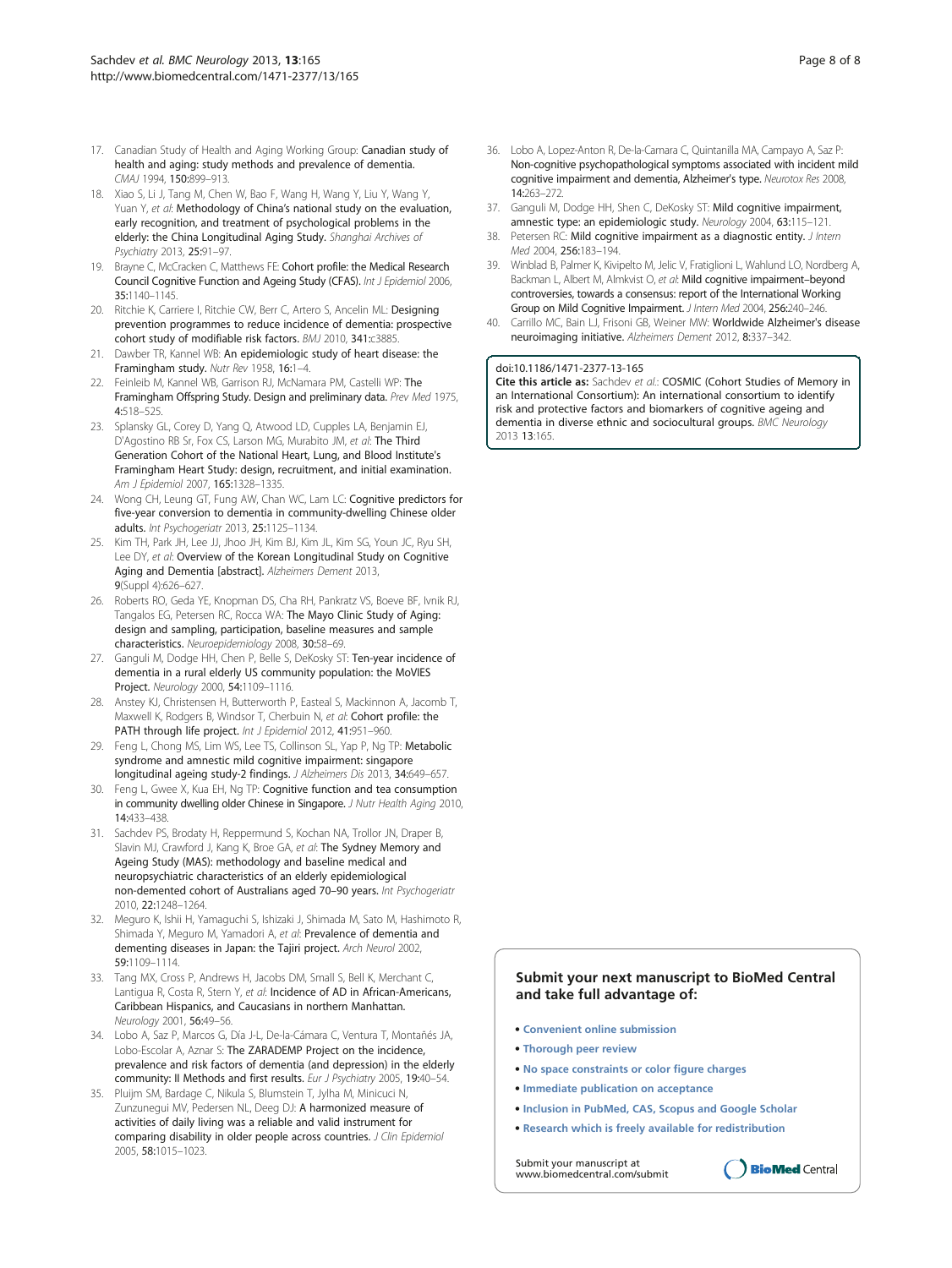17. Canadian Study of Health and Aging Working Group: **Canadian study of health and aging: study methods and prevalence of dementia.** *CMAJ* 1994, **150:**899–913.
18. Xiao S, Li J, Tang M, Chen W, Bao F, Wang H, Wang Y, Liu Y, Wang Y, Yuan Y, *et al*: **Methodology of China's national study on the evaluation, early recognition, and treatment of psychological problems in the elderly: the China Longitudinal Aging Study.** *Shanghai Archives of Psychiatry* 2013, **25:**91–97.
19. Brayne C, McCracken C, Matthews FE: **Cohort profile: the Medical Research Council Cognitive Function and Ageing Study (CFAS).** *Int J Epidemiol* 2006, **35:**1140–1145.
20. Ritchie K, Carriere I, Ritchie CW, Berr C, Artero S, Ancelin ML: **Designing prevention programmes to reduce incidence of dementia: prospective cohort study of modifiable risk factors.** *BMJ* 2010, **341:**c3885.
21. Dawber TR, Kannel WB: **An epidemiologic study of heart disease: the Framingham study.** *Nutr Rev* 1958, **16:**1–4.
22. Feinleib M, Kannel WB, Garrison RJ, McNamara PM, Castelli WP: **The Framingham Offspring Study. Design and preliminary data.** *Prev Med* 1975, **4:**518–525.
23. Splansky GL, Corey D, Yang Q, Atwood LD, Cupples LA, Benjamin EJ, D'Agostino RB Sr, Fox CS, Larson MG, Murabito JM, *et al*: **The Third Generation Cohort of the National Heart, Lung, and Blood Institute's Framingham Heart Study: design, recruitment, and initial examination.** *Am J Epidemiol* 2007, **165:**1328–1335.
24. Wong CH, Leung GT, Fung AW, Chan WC, Lam LC: **Cognitive predictors for five-year conversion to dementia in community-dwelling Chinese older adults.** *Int Psychogeriatr* 2013, **25:**1125–1134.
25. Kim TH, Park JH, Lee JJ, Jhoo JH, Kim BJ, Kim JL, Kim SG, Youn JC, Ryu SH, Lee DY, *et al*: **Overview of the Korean Longitudinal Study on Cognitive Aging and Dementia [abstract].** *Alzheimers Dement* 2013, **9**(Suppl 4):626–627.
26. Roberts RO, Geda YE, Knopman DS, Cha RH, Pankratz VS, Boeve BF, Ivnik RJ, Tangalos EG, Petersen RC, Rocca WA: **The Mayo Clinic Study of Aging: design and sampling, participation, baseline measures and sample characteristics.** *Neuroepidemiology* 2008, **30:**58–69.
27. Ganguli M, Dodge HH, Chen P, Belle S, DeKosky ST: **Ten-year incidence of dementia in a rural elderly US community population: the MoVIES Project.** *Neurology* 2000, **54:**1109–1116.
28. Anstey KJ, Christensen H, Butterworth P, Easteal S, Mackinnon A, Jacomb T, Maxwell K, Rodgers B, Windsor T, Cherbuin N, *et al*: **Cohort profile: the PATH through life project.** *Int J Epidemiol* 2012, **41:**951–960.
29. Feng L, Chong MS, Lim WS, Lee TS, Collinson SL, Yap P, Ng TP: **Metabolic syndrome and amnestic mild cognitive impairment: singapore longitudinal ageing study-2 findings.** *J Alzheimers Dis* 2013, **34:**649–657.
30. Feng L, Gwee X, Kua EH, Ng TP: **Cognitive function and tea consumption in community dwelling older Chinese in Singapore.** *J Nutr Health Aging* 2010, **14:**433–438.
31. Sachdev PS, Brodaty H, Reppermund S, Kochan NA, Trollor JN, Draper B, Slavin MJ, Crawford J, Kang K, Broe GA, *et al*: **The Sydney Memory and Ageing Study (MAS): methodology and baseline medical and neuropsychiatric characteristics of an elderly epidemiological non-demented cohort of Australians aged 70–90 years.** *Int Psychogeriatr* 2010, **22:**1248–1264.
32. Meguro K, Ishii H, Yamaguchi S, Ishizaki J, Shimada M, Sato M, Hashimoto R, Shimada Y, Meguro M, Yamadori A, *et al*: **Prevalence of dementia and dementing diseases in Japan: the Tajiri project.** *Arch Neurol* 2002, **59:**1109–1114.
33. Tang MX, Cross P, Andrews H, Jacobs DM, Small S, Bell K, Merchant C, Lantigua R, Costa R, Stern Y, *et al*: **Incidence of AD in African-Americans, Caribbean Hispanics, and Caucasians in northern Manhattan.** *Neurology* 2001, **56:**49–56.
34. Lobo A, Saz P, Marcos G, Día J-L, De-la-Cámara C, Ventura T, Montañés JA, Lobo-Escolar A, Aznar S: **The ZARADEMP Project on the incidence, prevalence and risk factors of dementia (and depression) in the elderly community: II Methods and first results.** *Eur J Psychiatry* 2005, **19:**40–54.
35. Pluijm SM, Bardage C, Nikula S, Blumstein T, Jylha M, Minicuci N, Zunzunegui MV, Pedersen NL, Deeg DJ: **A harmonized measure of activities of daily living was a reliable and valid instrument for comparing disability in older people across countries.** *J Clin Epidemiol* 2005, **58:**1015–1023.
36. Lobo A, Lopez-Anton R, De-la-Camara C, Quintanilla MA, Campayo A, Saz P: **Non-cognitive psychopathological symptoms associated with incident mild cognitive impairment and dementia, Alzheimer's type.** *Neurotox Res* 2008, **14:**263–272.
37. Ganguli M, Dodge HH, Shen C, DeKosky ST: **Mild cognitive impairment, amnestic type: an epidemiologic study.** *Neurology* 2004, **63:**115–121.
38. Petersen RC: **Mild cognitive impairment as a diagnostic entity.** *J Intern Med* 2004, **256:**183–194.
39. Winblad B, Palmer K, Kivipelto M, Jelic V, Fratiglioni L, Wahlund LO, Nordberg A, Backman L, Albert M, Almkvist O, *et al*: **Mild cognitive impairment–beyond controversies, towards a consensus: report of the International Working Group on Mild Cognitive Impairment.** *J Intern Med* 2004, **256:**240–246.
40. Carrillo MC, Bain LJ, Frisoni GB, Weiner MW: **Worldwide Alzheimer's disease neuroimaging initiative.** *Alzheimers Dement* 2012, **8:**337–342.

doi:10.1186/1471-2377-13-165

**Cite this article as:** Sachdev *et al.*: COSMIC (Cohort Studies of Memory in an International Consortium): An international consortium to identify risk and protective factors and biomarkers of cognitive ageing and dementia in diverse ethnic and sociocultural groups. *BMC Neurology* 2013 **13**:165.

**Submit your next manuscript to BioMed Central and take full advantage of:**

- **Convenient online submission**
- **Thorough peer review**
- **No space constraints or color figure charges**
- **Immediate publication on acceptance**
- **Inclusion in PubMed, CAS, Scopus and Google Scholar**
- **Research which is freely available for redistribution**

Submit your manuscript at
www.biomedcentral.com/submit

BioMed Central